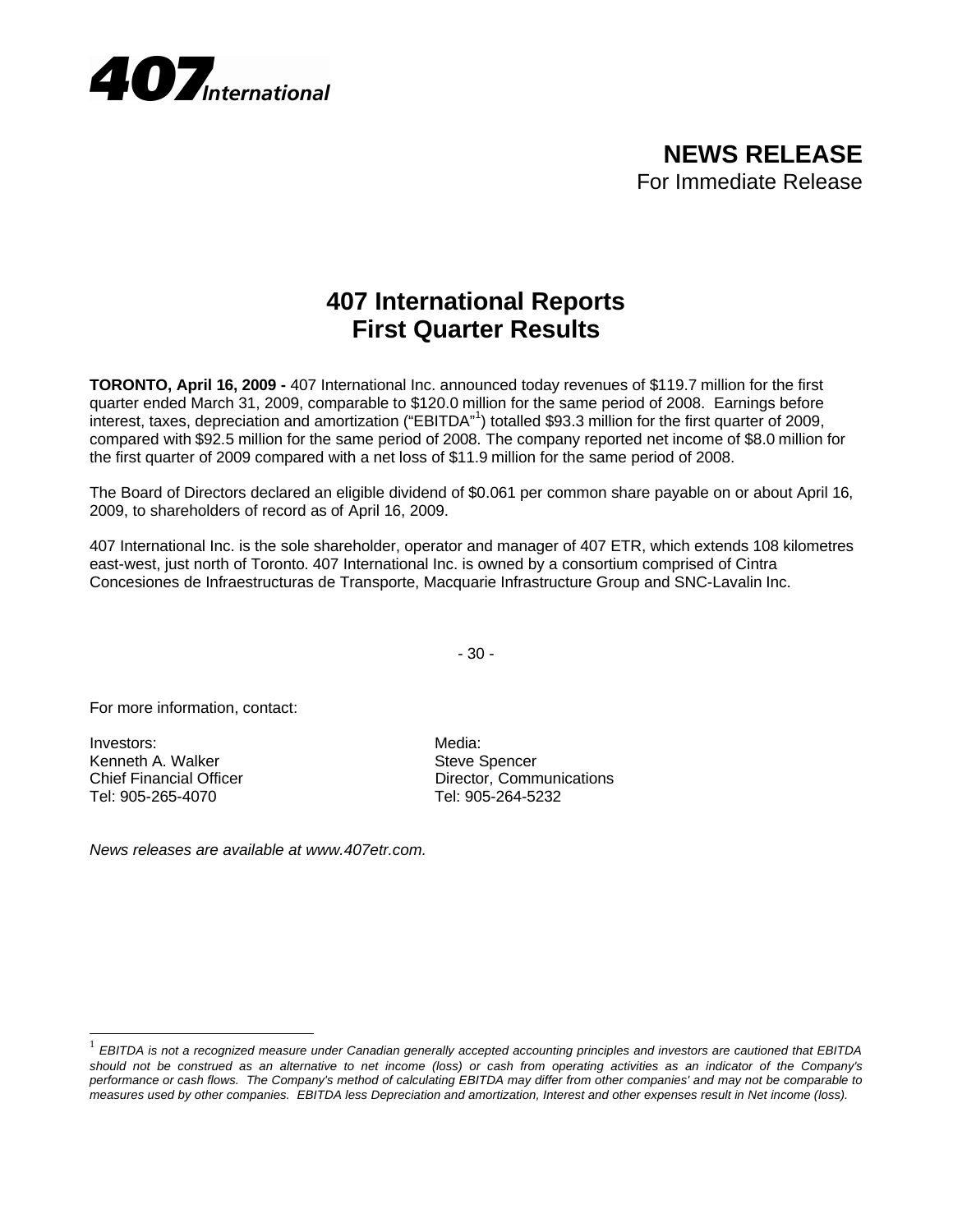**407** *International*

**NEWS RELEASE**
For Immediate Release

# 407 International Reports First Quarter Results

**TORONTO, April 16, 2009 -** 407 International Inc. announced today revenues of $119.7 million for the first quarter ended March 31, 2009, comparable to $120.0 million for the same period of 2008. Earnings before interest, taxes, depreciation and amortization ("EBITDA"[1]) totalled $93.3 million for the first quarter of 2009, compared with $92.5 million for the same period of 2008. The company reported net income of $8.0 million for the first quarter of 2009 compared with a net loss of $11.9 million for the same period of 2008.

The Board of Directors declared an eligible dividend of $0.061 per common share payable on or about April 16, 2009, to shareholders of record as of April 16, 2009.

407 International Inc. is the sole shareholder, operator and manager of 407 ETR, which extends 108 kilometres east-west, just north of Toronto. 407 International Inc. is owned by a consortium comprised of Cintra Concesiones de Infraestructuras de Transporte, Macquarie Infrastructure Group and SNC-Lavalin Inc.

- 30 -

For more information, contact:

Investors:
Kenneth A. Walker
Chief Financial Officer
Tel: 905-265-4070

Media:
Steve Spencer
Director, Communications
Tel: 905-264-5232

*News releases are available at www.407etr.com.*

---

[1] *EBITDA is not a recognized measure under Canadian generally accepted accounting principles and investors are cautioned that EBITDA should not be construed as an alternative to net income (loss) or cash from operating activities as an indicator of the Company's performance or cash flows. The Company's method of calculating EBITDA may differ from other companies' and may not be comparable to measures used by other companies. EBITDA less Depreciation and amortization, Interest and other expenses result in Net income (loss).*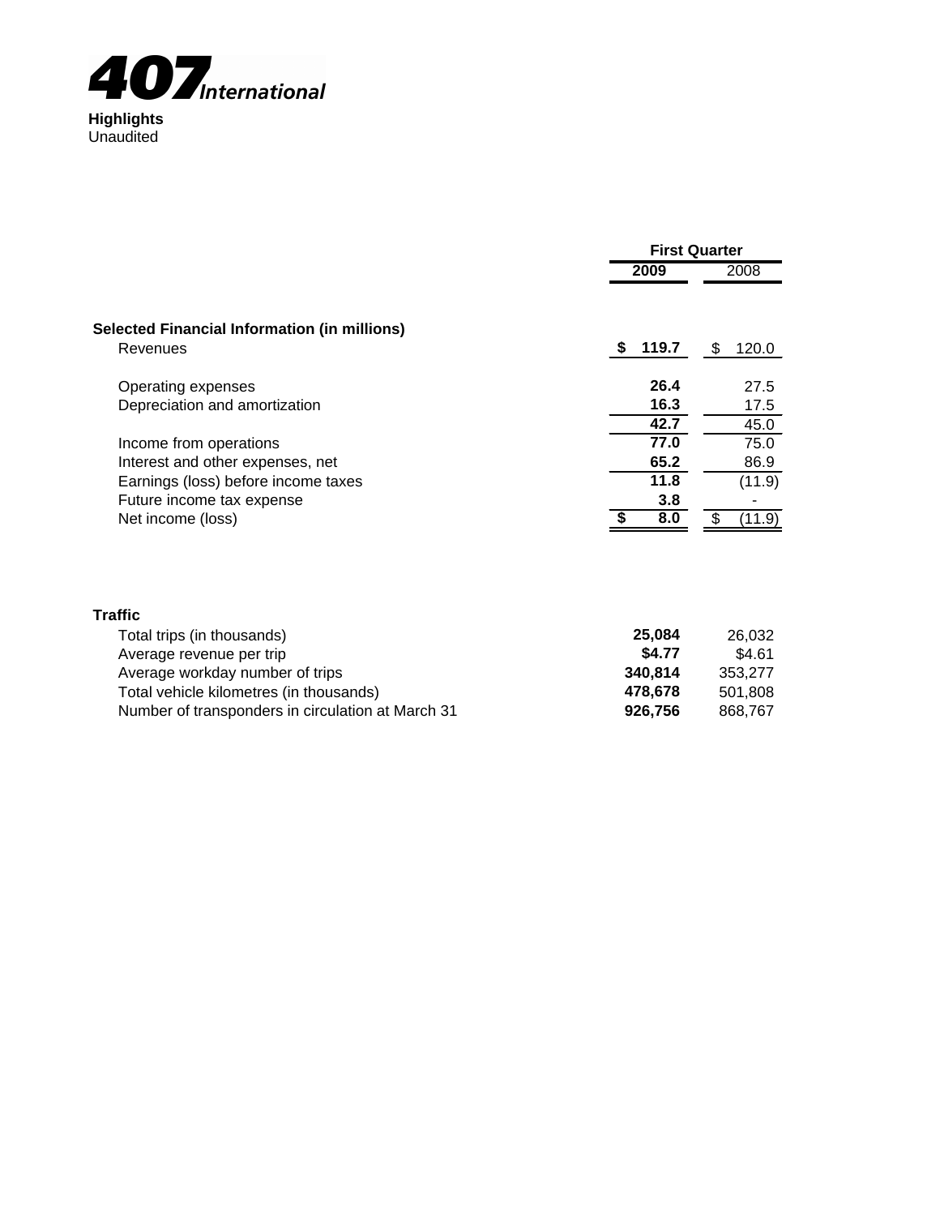**407 International**

**Highlights**

Unaudited

| | First Quarter | |
|---|---|---|
| | **2009** | 2008 |
| **Selected Financial Information (in millions)** | | |
| Revenues | **$ 119.7** | $ 120.0 |
| Operating expenses | **26.4** | 27.5 |
| Depreciation and amortization | **16.3** | 17.5 |
| | **42.7** | 45.0 |
| Income from operations | **77.0** | 75.0 |
| Interest and other expenses, net | **65.2** | 86.9 |
| Earnings (loss) before income taxes | **11.8** | (11.9) |
| Future income tax expense | **3.8** | - |
| Net income (loss) | **$ 8.0** | $ (11.9) |
| **Traffic** | | |
| Total trips (in thousands) | **25,084** | 26,032 |
| Average revenue per trip | **$4.77** | $4.61 |
| Average workday number of trips | **340,814** | 353,277 |
| Total vehicle kilometres (in thousands) | **478,678** | 501,808 |
| Number of transponders in circulation at March 31 | **926,756** | 868,767 |